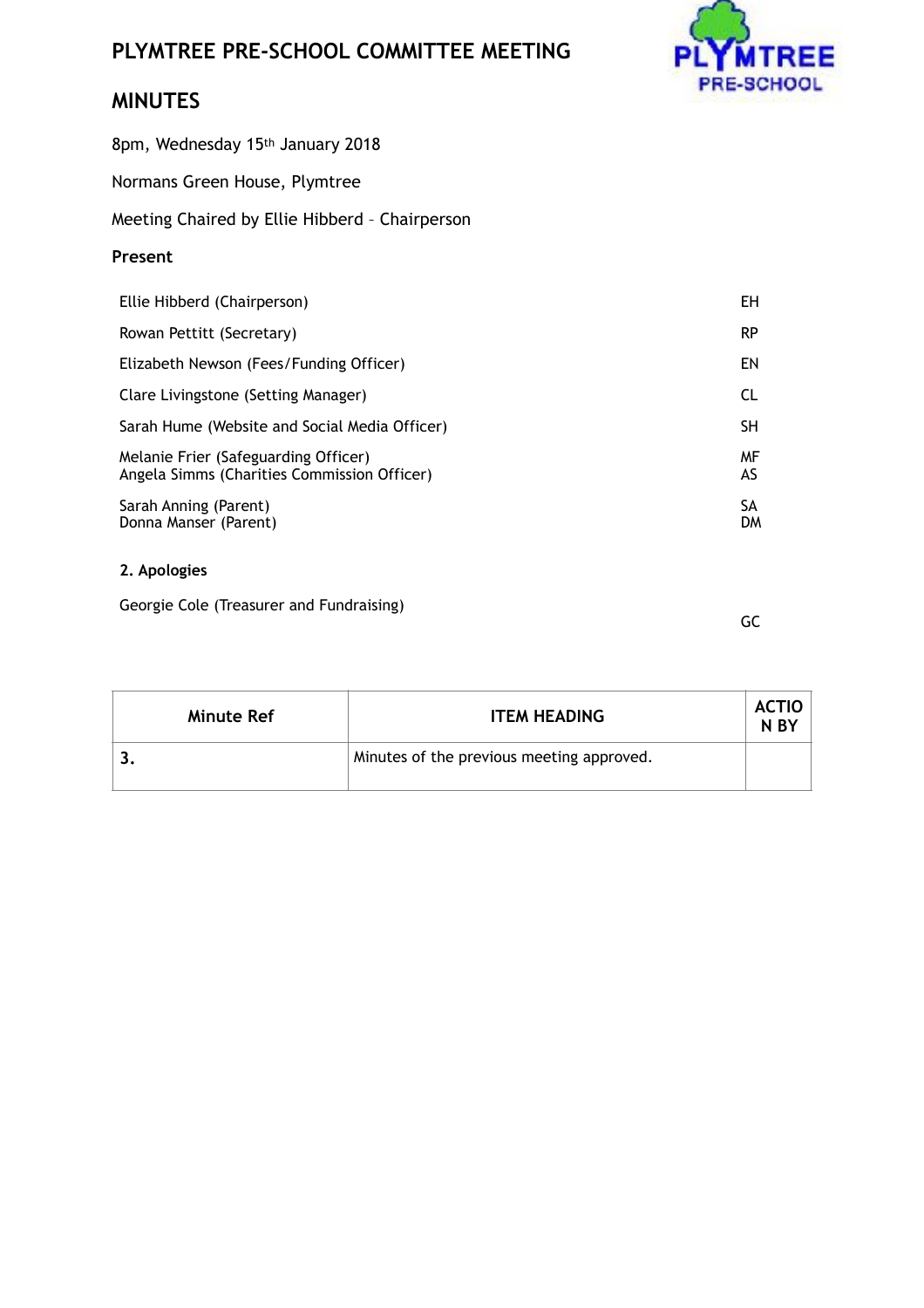# PLYMTREE PRE-SCHOOL COMMITTEE MEETING

## MINUTES

8pm, Wednesday 15th January 2018

Normans Green House, Plymtree

Meeting Chaired by Ellie Hibberd – Chairperson

**Present**

| | |
|---|---|
| Ellie Hibberd (Chairperson) | EH |
| Rowan Pettitt (Secretary) | RP |
| Elizabeth Newson (Fees/Funding Officer) | EN |
| Clare Livingstone (Setting Manager) | CL |
| Sarah Hume (Website and Social Media Officer) | SH |
| Melanie Frier (Safeguarding Officer) | MF |
| Angela Simms (Charities Commission Officer) | AS |
| Sarah Anning (Parent) | SA |
| Donna Manser (Parent) | DM |

**2. Apologies**

| | |
|---|---|
| Georgie Cole (Treasurer and Fundraising) | GC |

| Minute Ref | ITEM HEADING | ACTION BY |
|---|---|---|
| 3. | Minutes of the previous meeting approved. | |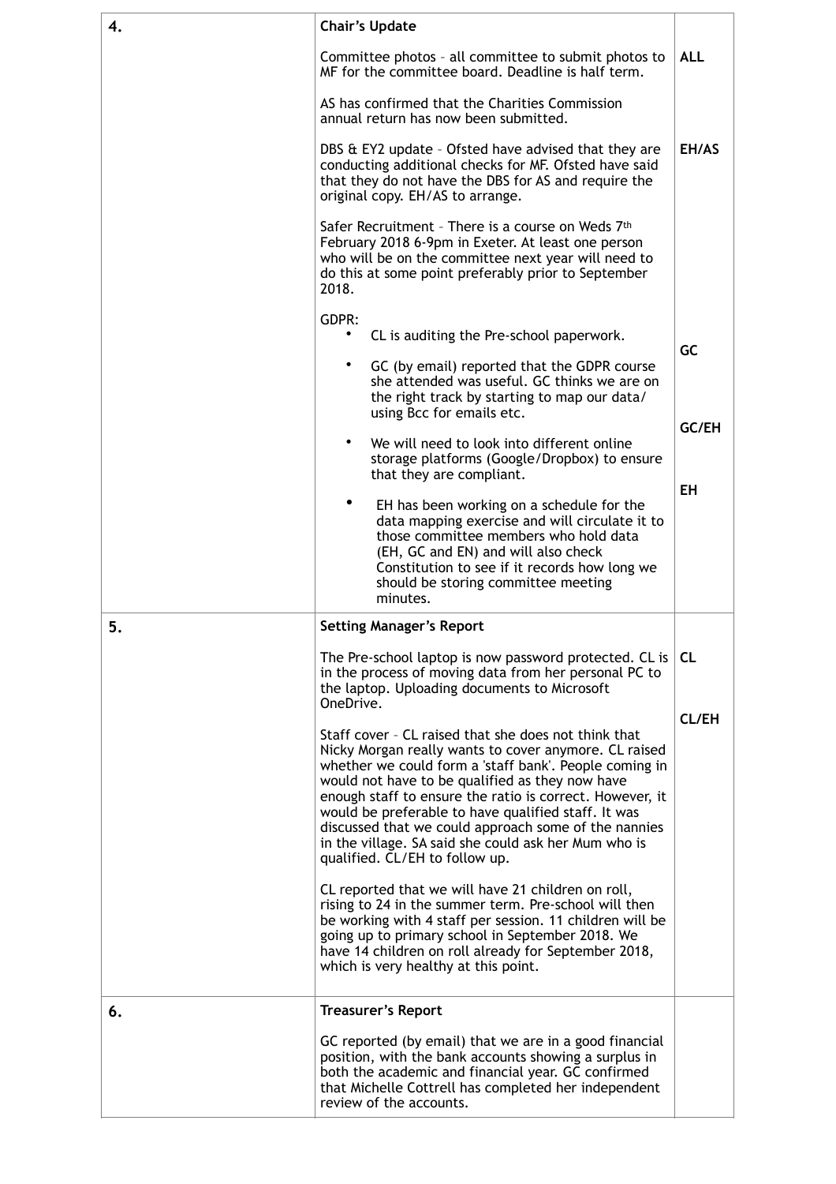| | | |
|---|---|---|
| 4. | **Chair's Update** | |
| | Committee photos – all committee to submit photos to MF for the committee board. Deadline is half term. | **ALL** |
| | AS has confirmed that the Charities Commission annual return has now been submitted. | |
| | DBS & EY2 update – Ofsted have advised that they are conducting additional checks for MF. Ofsted have said that they do not have the DBS for AS and require the original copy. EH/AS to arrange. | **EH/AS** |
| | Safer Recruitment – There is a course on Weds 7th February 2018 6-9pm in Exeter. At least one person who will be on the committee next year will need to do this at some point preferably prior to September 2018. | |
| | GDPR:<br>• CL is auditing the Pre-school paperwork.<br>• GC (by email) reported that the GDPR course she attended was useful. GC thinks we are on the right track by starting to map our data/ using Bcc for emails etc.<br>• We will need to look into different online storage platforms (Google/Dropbox) to ensure that they are compliant.<br>• EH has been working on a schedule for the data mapping exercise and will circulate it to those committee members who hold data (EH, GC and EN) and will also check Constitution to see if it records how long we should be storing committee meeting minutes. | **GC**<br><br>**GC/EH**<br><br>**EH** |
| 5. | **Setting Manager's Report** | |
| | The Pre-school laptop is now password protected. CL is in the process of moving data from her personal PC to the laptop. Uploading documents to Microsoft OneDrive. | **CL** |
| | Staff cover – CL raised that she does not think that Nicky Morgan really wants to cover anymore. CL raised whether we could form a 'staff bank'. People coming in would not have to be qualified as they now have enough staff to ensure the ratio is correct. However, it would be preferable to have qualified staff. It was discussed that we could approach some of the nannies in the village. SA said she could ask her Mum who is qualified. CL/EH to follow up. | **CL/EH** |
| | CL reported that we will have 21 children on roll, rising to 24 in the summer term. Pre-school will then be working with 4 staff per session. 11 children will be going up to primary school in September 2018. We have 14 children on roll already for September 2018, which is very healthy at this point. | |
| 6. | **Treasurer's Report** | |
| | GC reported (by email) that we are in a good financial position, with the bank accounts showing a surplus in both the academic and financial year. GC confirmed that Michelle Cottrell has completed her independent review of the accounts. | |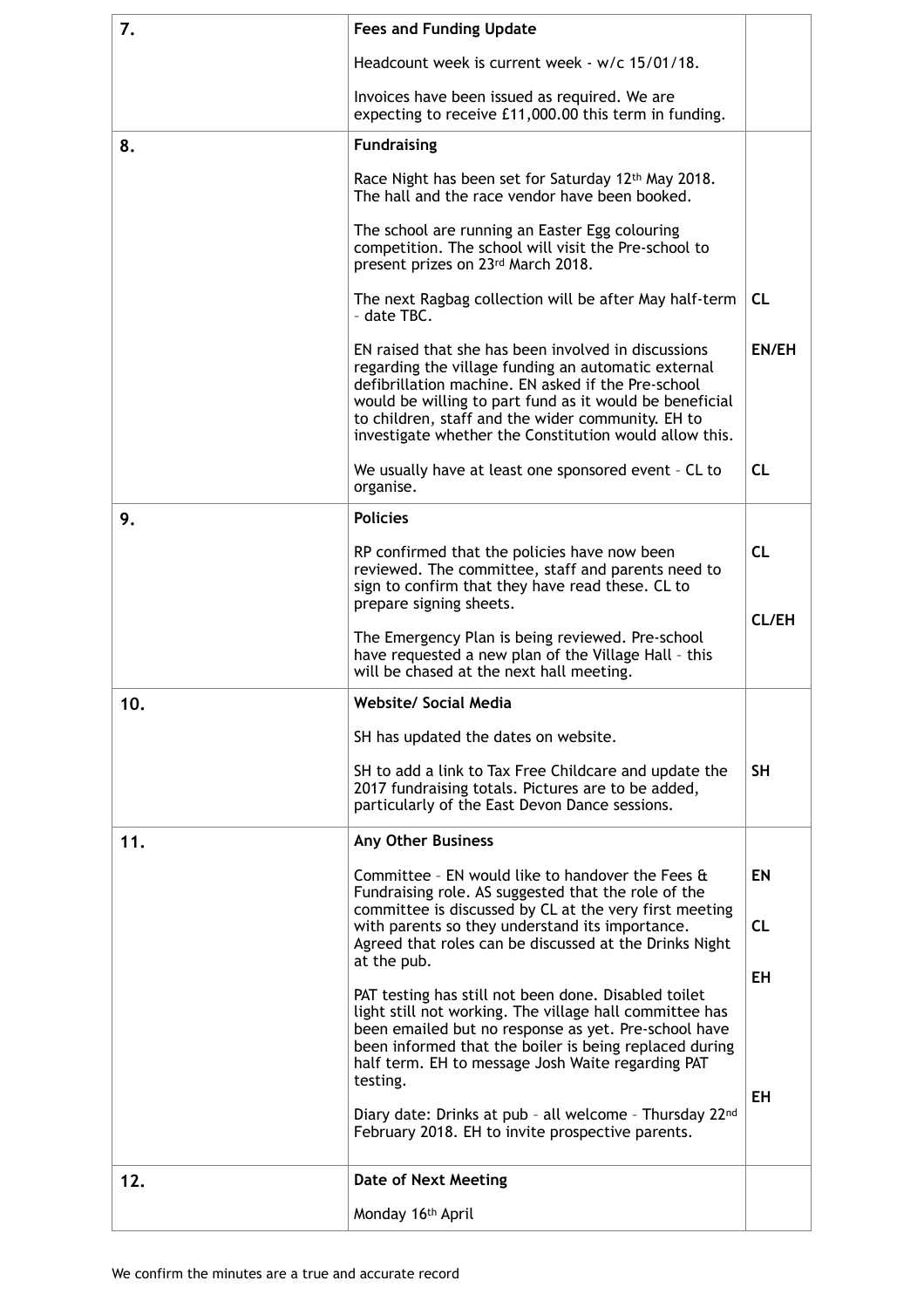| | | |
|---|---|---|
| 7. | **Fees and Funding Update**<br><br>Headcount week is current week - w/c 15/01/18.<br><br>Invoices have been issued as required. We are expecting to receive £11,000.00 this term in funding. | |
| 8. | **Fundraising**<br><br>Race Night has been set for Saturday 12th May 2018. The hall and the race vendor have been booked.<br><br>The school are running an Easter Egg colouring competition. The school will visit the Pre-school to present prizes on 23rd March 2018.<br><br>The next Ragbag collection will be after May half-term – date TBC.<br><br>EN raised that she has been involved in discussions regarding the village funding an automatic external defibrillation machine. EN asked if the Pre-school would be willing to part fund as it would be beneficial to children, staff and the wider community. EH to investigate whether the Constitution would allow this.<br><br>We usually have at least one sponsored event – CL to organise. | <br><br><br><br><br><br><br><br>**CL**<br><br>**EN/EH**<br><br><br><br><br><br>**CL** |
| 9. | **Policies**<br><br>RP confirmed that the policies have now been reviewed. The committee, staff and parents need to sign to confirm that they have read these. CL to prepare signing sheets.<br><br>The Emergency Plan is being reviewed. Pre-school have requested a new plan of the Village Hall – this will be chased at the next hall meeting. | <br><br>**CL**<br><br><br>**CL/EH** |
| 10. | **Website/ Social Media**<br><br>SH has updated the dates on website.<br><br>SH to add a link to Tax Free Childcare and update the 2017 fundraising totals. Pictures are to be added, particularly of the East Devon Dance sessions. | <br><br><br><br>**SH** |
| 11. | **Any Other Business**<br><br>Committee – EN would like to handover the Fees & Fundraising role. AS suggested that the role of the committee is discussed by CL at the very first meeting with parents so they understand its importance. Agreed that roles can be discussed at the Drinks Night at the pub.<br><br>PAT testing has still not been done. Disabled toilet light still not working. The village hall committee has been emailed but no response as yet. Pre-school have been informed that the boiler is being replaced during half term. EH to message Josh Waite regarding PAT testing.<br><br>Diary date: Drinks at pub – all welcome – Thursday 22nd February 2018. EH to invite prospective parents. | <br><br>**EN**<br><br>**CL**<br><br>**EH**<br><br><br><br><br>**EH** |
| 12. | **Date of Next Meeting**<br><br>Monday 16th April | |

We confirm the minutes are a true and accurate record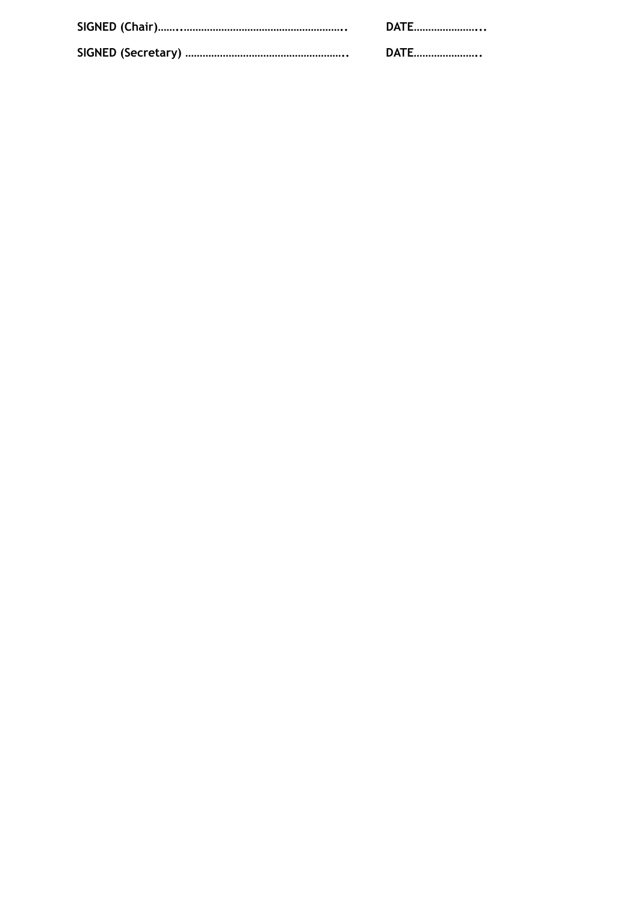**SIGNED (Chair)……..………………………………………………..** **DATE…………………...**

**SIGNED (Secretary) ………………………………………………..** **DATE…………………..**